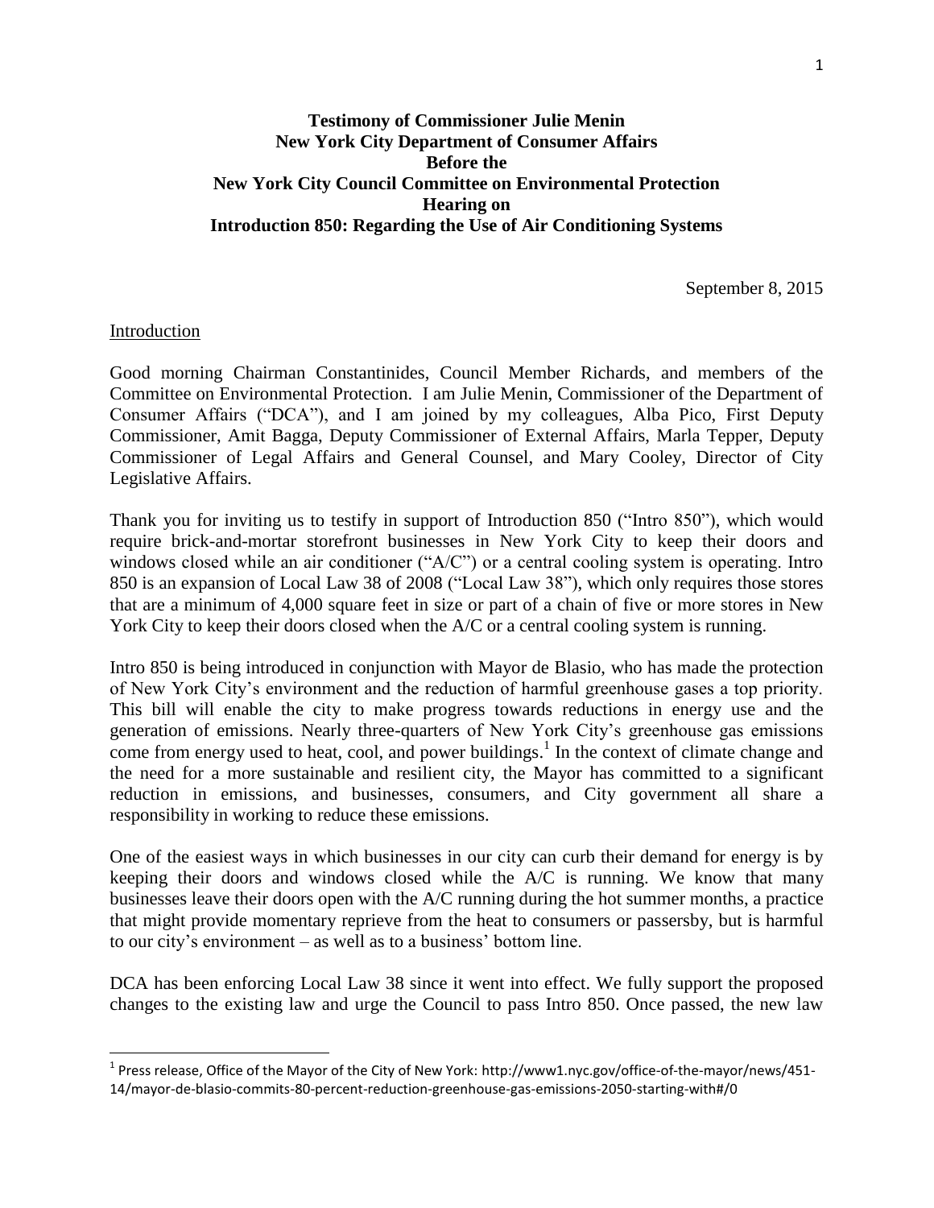**Testimony of Commissioner Julie Menin**
**New York City Department of Consumer Affairs**
**Before the**
**New York City Council Committee on Environmental Protection**
**Hearing on**
**Introduction 850: Regarding the Use of Air Conditioning Systems**

September 8, 2015

Introduction

Good morning Chairman Constantinides, Council Member Richards, and members of the Committee on Environmental Protection. I am Julie Menin, Commissioner of the Department of Consumer Affairs ("DCA"), and I am joined by my colleagues, Alba Pico, First Deputy Commissioner, Amit Bagga, Deputy Commissioner of External Affairs, Marla Tepper, Deputy Commissioner of Legal Affairs and General Counsel, and Mary Cooley, Director of City Legislative Affairs.

Thank you for inviting us to testify in support of Introduction 850 ("Intro 850"), which would require brick-and-mortar storefront businesses in New York City to keep their doors and windows closed while an air conditioner ("A/C") or a central cooling system is operating. Intro 850 is an expansion of Local Law 38 of 2008 ("Local Law 38"), which only requires those stores that are a minimum of 4,000 square feet in size or part of a chain of five or more stores in New York City to keep their doors closed when the A/C or a central cooling system is running.

Intro 850 is being introduced in conjunction with Mayor de Blasio, who has made the protection of New York City's environment and the reduction of harmful greenhouse gases a top priority. This bill will enable the city to make progress towards reductions in energy use and the generation of emissions. Nearly three-quarters of New York City's greenhouse gas emissions come from energy used to heat, cool, and power buildings.[1] In the context of climate change and the need for a more sustainable and resilient city, the Mayor has committed to a significant reduction in emissions, and businesses, consumers, and City government all share a responsibility in working to reduce these emissions.

One of the easiest ways in which businesses in our city can curb their demand for energy is by keeping their doors and windows closed while the A/C is running. We know that many businesses leave their doors open with the A/C running during the hot summer months, a practice that might provide momentary reprieve from the heat to consumers or passersby, but is harmful to our city's environment – as well as to a business' bottom line.

DCA has been enforcing Local Law 38 since it went into effect. We fully support the proposed changes to the existing law and urge the Council to pass Intro 850. Once passed, the new law

---

[1] Press release, Office of the Mayor of the City of New York: http://www1.nyc.gov/office-of-the-mayor/news/451-14/mayor-de-blasio-commits-80-percent-reduction-greenhouse-gas-emissions-2050-starting-with#/0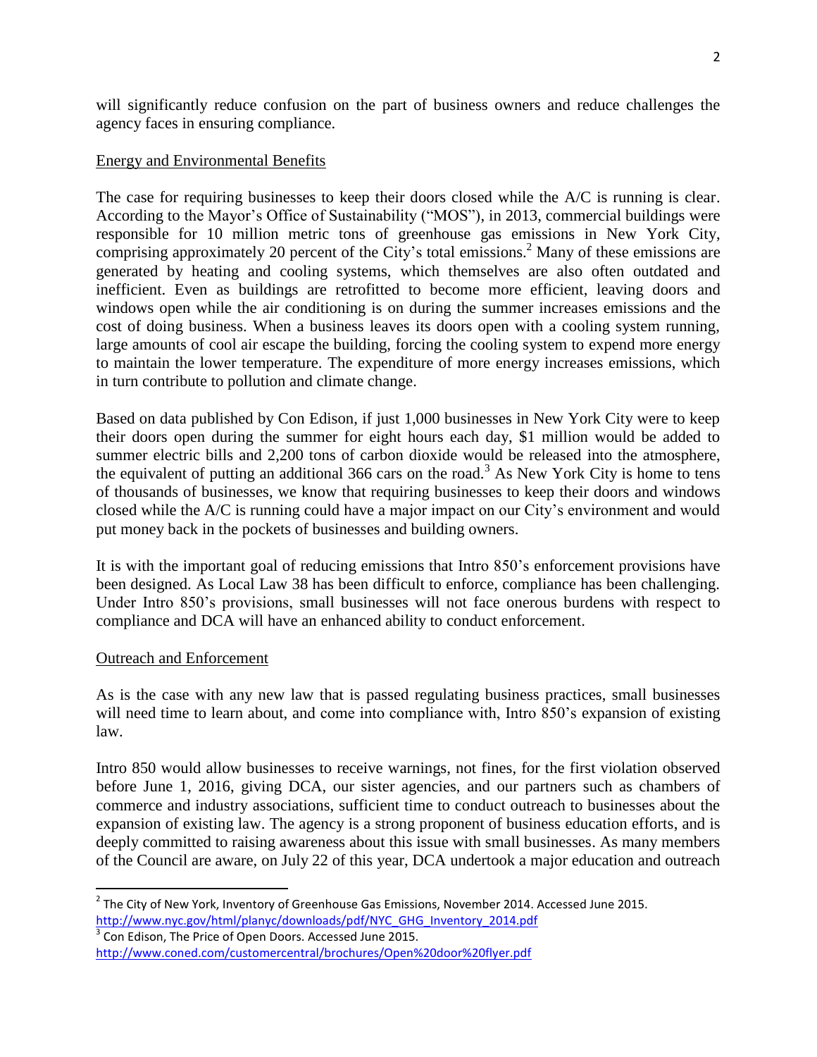will significantly reduce confusion on the part of business owners and reduce challenges the agency faces in ensuring compliance.

Energy and Environmental Benefits

The case for requiring businesses to keep their doors closed while the A/C is running is clear. According to the Mayor's Office of Sustainability ("MOS"), in 2013, commercial buildings were responsible for 10 million metric tons of greenhouse gas emissions in New York City, comprising approximately 20 percent of the City's total emissions.[2] Many of these emissions are generated by heating and cooling systems, which themselves are also often outdated and inefficient. Even as buildings are retrofitted to become more efficient, leaving doors and windows open while the air conditioning is on during the summer increases emissions and the cost of doing business. When a business leaves its doors open with a cooling system running, large amounts of cool air escape the building, forcing the cooling system to expend more energy to maintain the lower temperature. The expenditure of more energy increases emissions, which in turn contribute to pollution and climate change.

Based on data published by Con Edison, if just 1,000 businesses in New York City were to keep their doors open during the summer for eight hours each day, $1 million would be added to summer electric bills and 2,200 tons of carbon dioxide would be released into the atmosphere, the equivalent of putting an additional 366 cars on the road.[3] As New York City is home to tens of thousands of businesses, we know that requiring businesses to keep their doors and windows closed while the A/C is running could have a major impact on our City's environment and would put money back in the pockets of businesses and building owners.

It is with the important goal of reducing emissions that Intro 850's enforcement provisions have been designed. As Local Law 38 has been difficult to enforce, compliance has been challenging. Under Intro 850's provisions, small businesses will not face onerous burdens with respect to compliance and DCA will have an enhanced ability to conduct enforcement.

Outreach and Enforcement

As is the case with any new law that is passed regulating business practices, small businesses will need time to learn about, and come into compliance with, Intro 850's expansion of existing law.

Intro 850 would allow businesses to receive warnings, not fines, for the first violation observed before June 1, 2016, giving DCA, our sister agencies, and our partners such as chambers of commerce and industry associations, sufficient time to conduct outreach to businesses about the expansion of existing law. The agency is a strong proponent of business education efforts, and is deeply committed to raising awareness about this issue with small businesses. As many members of the Council are aware, on July 22 of this year, DCA undertook a major education and outreach

---

[2] The City of New York, Inventory of Greenhouse Gas Emissions, November 2014. Accessed June 2015. http://www.nyc.gov/html/planyc/downloads/pdf/NYC_GHG_Inventory_2014.pdf

[3] Con Edison, The Price of Open Doors. Accessed June 2015. http://www.coned.com/customercentral/brochures/Open%20door%20flyer.pdf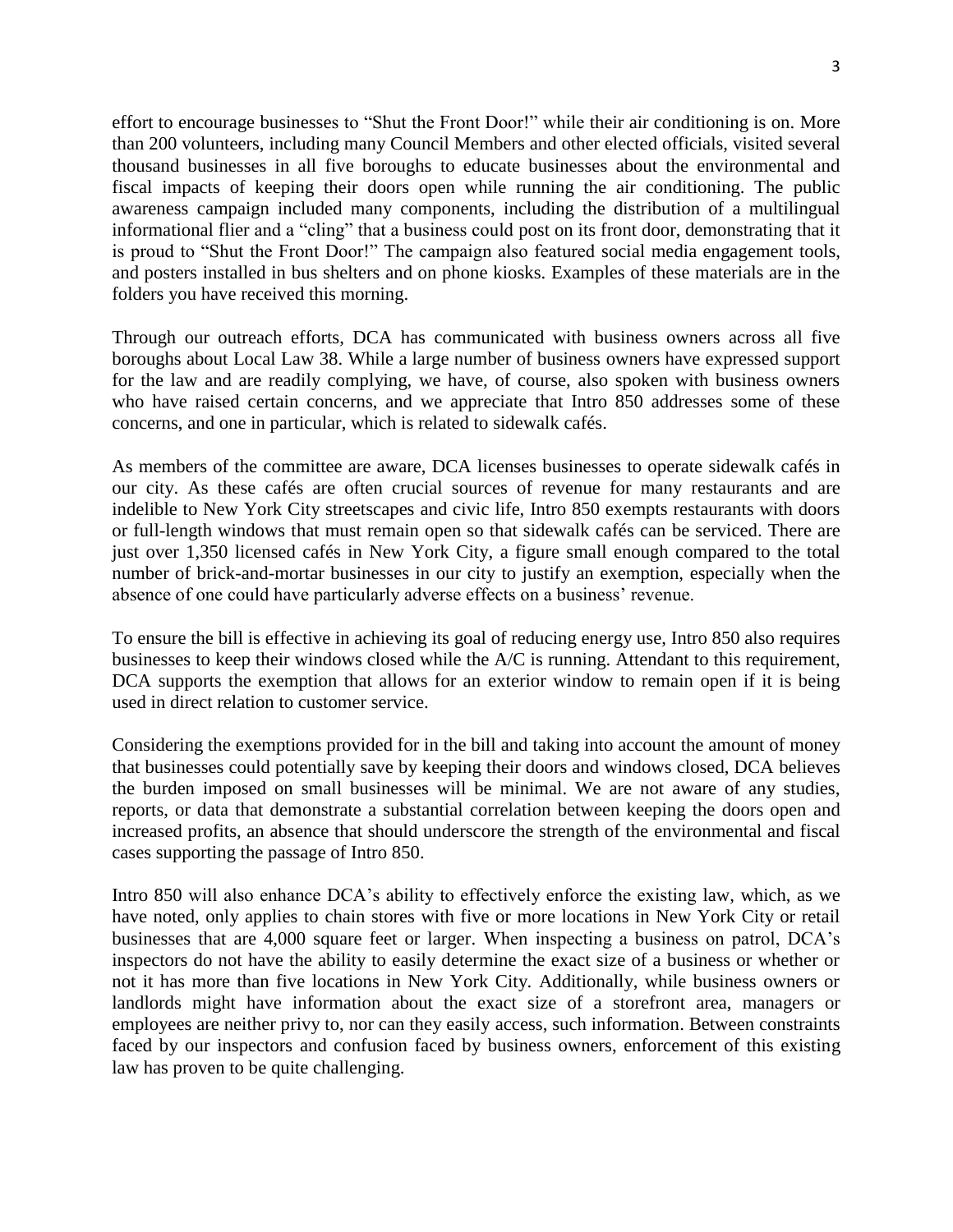effort to encourage businesses to "Shut the Front Door!" while their air conditioning is on. More than 200 volunteers, including many Council Members and other elected officials, visited several thousand businesses in all five boroughs to educate businesses about the environmental and fiscal impacts of keeping their doors open while running the air conditioning. The public awareness campaign included many components, including the distribution of a multilingual informational flier and a "cling" that a business could post on its front door, demonstrating that it is proud to "Shut the Front Door!" The campaign also featured social media engagement tools, and posters installed in bus shelters and on phone kiosks. Examples of these materials are in the folders you have received this morning.

Through our outreach efforts, DCA has communicated with business owners across all five boroughs about Local Law 38. While a large number of business owners have expressed support for the law and are readily complying, we have, of course, also spoken with business owners who have raised certain concerns, and we appreciate that Intro 850 addresses some of these concerns, and one in particular, which is related to sidewalk cafés.

As members of the committee are aware, DCA licenses businesses to operate sidewalk cafés in our city. As these cafés are often crucial sources of revenue for many restaurants and are indelible to New York City streetscapes and civic life, Intro 850 exempts restaurants with doors or full-length windows that must remain open so that sidewalk cafés can be serviced. There are just over 1,350 licensed cafés in New York City, a figure small enough compared to the total number of brick-and-mortar businesses in our city to justify an exemption, especially when the absence of one could have particularly adverse effects on a business' revenue.

To ensure the bill is effective in achieving its goal of reducing energy use, Intro 850 also requires businesses to keep their windows closed while the A/C is running. Attendant to this requirement, DCA supports the exemption that allows for an exterior window to remain open if it is being used in direct relation to customer service.

Considering the exemptions provided for in the bill and taking into account the amount of money that businesses could potentially save by keeping their doors and windows closed, DCA believes the burden imposed on small businesses will be minimal. We are not aware of any studies, reports, or data that demonstrate a substantial correlation between keeping the doors open and increased profits, an absence that should underscore the strength of the environmental and fiscal cases supporting the passage of Intro 850.

Intro 850 will also enhance DCA's ability to effectively enforce the existing law, which, as we have noted, only applies to chain stores with five or more locations in New York City or retail businesses that are 4,000 square feet or larger. When inspecting a business on patrol, DCA's inspectors do not have the ability to easily determine the exact size of a business or whether or not it has more than five locations in New York City. Additionally, while business owners or landlords might have information about the exact size of a storefront area, managers or employees are neither privy to, nor can they easily access, such information. Between constraints faced by our inspectors and confusion faced by business owners, enforcement of this existing law has proven to be quite challenging.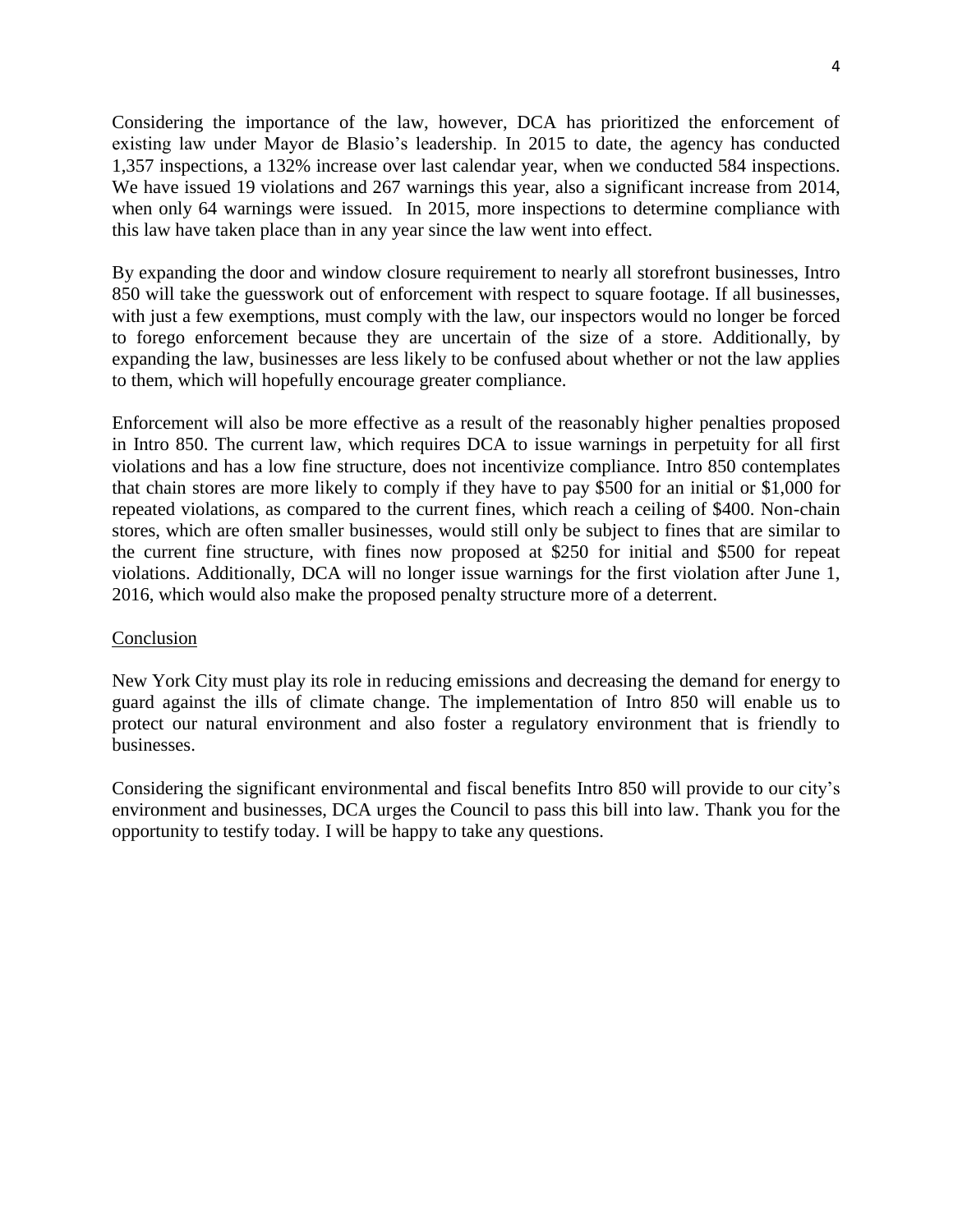Considering the importance of the law, however, DCA has prioritized the enforcement of existing law under Mayor de Blasio's leadership. In 2015 to date, the agency has conducted 1,357 inspections, a 132% increase over last calendar year, when we conducted 584 inspections. We have issued 19 violations and 267 warnings this year, also a significant increase from 2014, when only 64 warnings were issued. In 2015, more inspections to determine compliance with this law have taken place than in any year since the law went into effect.

By expanding the door and window closure requirement to nearly all storefront businesses, Intro 850 will take the guesswork out of enforcement with respect to square footage. If all businesses, with just a few exemptions, must comply with the law, our inspectors would no longer be forced to forego enforcement because they are uncertain of the size of a store. Additionally, by expanding the law, businesses are less likely to be confused about whether or not the law applies to them, which will hopefully encourage greater compliance.

Enforcement will also be more effective as a result of the reasonably higher penalties proposed in Intro 850. The current law, which requires DCA to issue warnings in perpetuity for all first violations and has a low fine structure, does not incentivize compliance. Intro 850 contemplates that chain stores are more likely to comply if they have to pay $500 for an initial or $1,000 for repeated violations, as compared to the current fines, which reach a ceiling of $400. Non-chain stores, which are often smaller businesses, would still only be subject to fines that are similar to the current fine structure, with fines now proposed at $250 for initial and $500 for repeat violations. Additionally, DCA will no longer issue warnings for the first violation after June 1, 2016, which would also make the proposed penalty structure more of a deterrent.

## Conclusion

New York City must play its role in reducing emissions and decreasing the demand for energy to guard against the ills of climate change. The implementation of Intro 850 will enable us to protect our natural environment and also foster a regulatory environment that is friendly to businesses.

Considering the significant environmental and fiscal benefits Intro 850 will provide to our city's environment and businesses, DCA urges the Council to pass this bill into law. Thank you for the opportunity to testify today. I will be happy to take any questions.